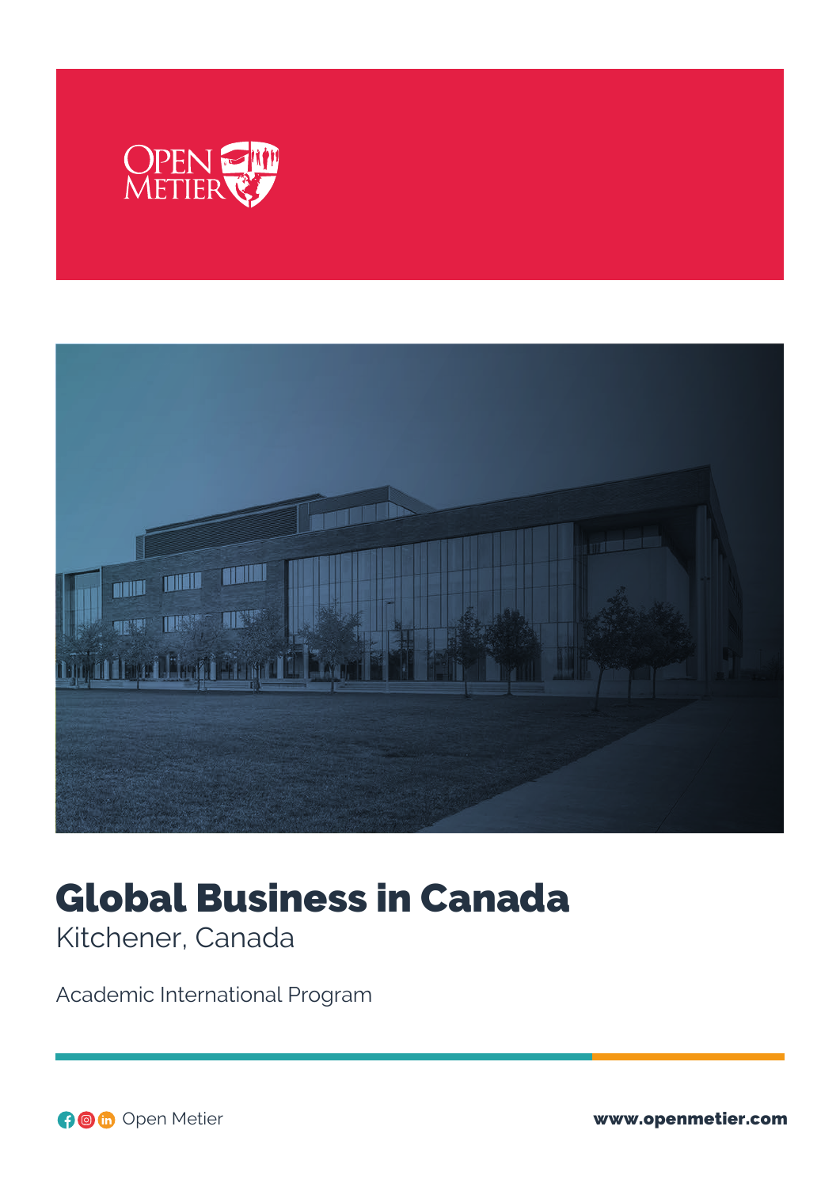# Global Business in Canada

Kitchener, Canada

Academic International Program

Open Metier

www.openmetier.com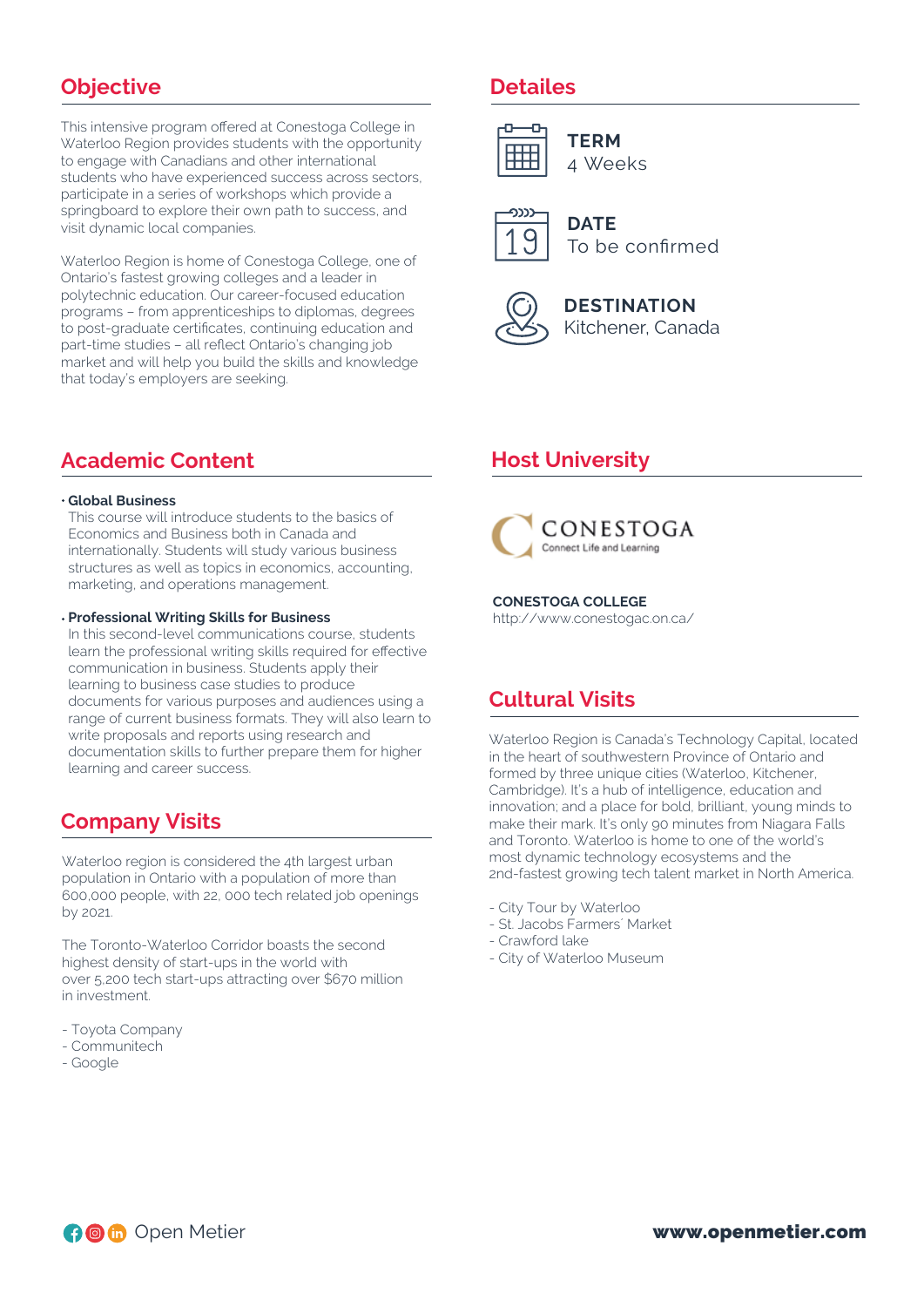## Objective

This intensive program offered at Conestoga College in Waterloo Region provides students with the opportunity to engage with Canadians and other international students who have experienced success across sectors, participate in a series of workshops which provide a springboard to explore their own path to success, and visit dynamic local companies.

Waterloo Region is home of Conestoga College, one of Ontario's fastest growing colleges and a leader in polytechnic education. Our career-focused education programs – from apprenticeships to diplomas, degrees to post-graduate certificates, continuing education and part-time studies – all reflect Ontario's changing job market and will help you build the skills and knowledge that today's employers are seeking.

## Detailes

**TERM**
4 Weeks

**DATE**
To be confirmed

**DESTINATION**
Kitchener, Canada

## Academic Content

- **Global Business**
  This course will introduce students to the basics of Economics and Business both in Canada and internationally. Students will study various business structures as well as topics in economics, accounting, marketing, and operations management.

- **Professional Writing Skills for Business**
  In this second-level communications course, students learn the professional writing skills required for effective communication in business. Students apply their learning to business case studies to produce documents for various purposes and audiences using a range of current business formats. They will also learn to write proposals and reports using research and documentation skills to further prepare them for higher learning and career success.

## Host University

CONESTOGA
Connect Life and Learning

**CONESTOGA COLLEGE**
http://www.conestogac.on.ca/

## Company Visits

Waterloo region is considered the 4th largest urban population in Ontario with a population of more than 600,000 people, with 22, 000 tech related job openings by 2021.

The Toronto-Waterloo Corridor boasts the second highest density of start-ups in the world with over 5,200 tech start-ups attracting over $670 million in investment.

- Toyota Company
- Communitech
- Google

## Cultural Visits

Waterloo Region is Canada's Technology Capital, located in the heart of southwestern Province of Ontario and formed by three unique cities (Waterloo, Kitchener, Cambridge). It's a hub of intelligence, education and innovation; and a place for bold, brilliant, young minds to make their mark. It's only 90 minutes from Niagara Falls and Toronto. Waterloo is home to one of the world's most dynamic technology ecosystems and the 2nd-fastest growing tech talent market in North America.

- City Tour by Waterloo
- St. Jacobs Farmers' Market
- Crawford lake
- City of Waterloo Museum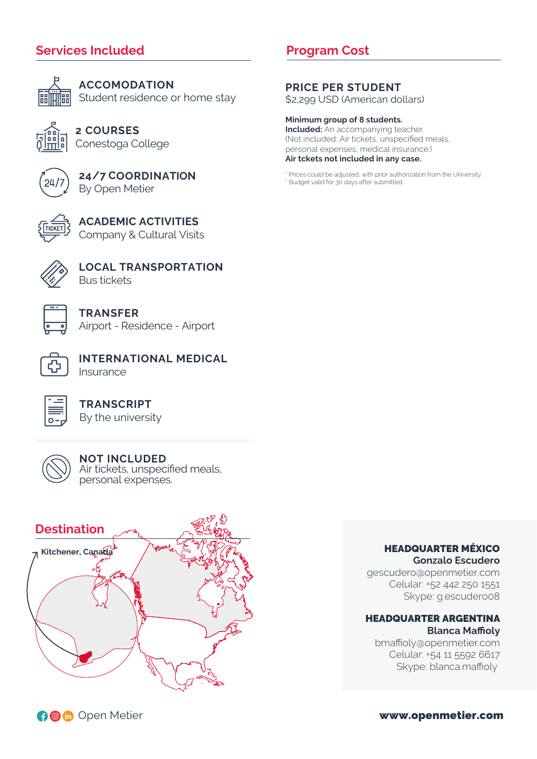## Services Included

**ACCOMODATION**
Student residence or home stay

**2 COURSES**
Conestoga College

**24/7 COORDINATION**
By Open Metier

**ACADEMIC ACTIVITIES**
Company & Cultural Visits

**LOCAL TRANSPORTATION**
Bus tickets

**TRANSFER**
Airport - Residence - Airport

**INTERNATIONAL MEDICAL**
Insurance

**TRANSCRIPT**
By the university

**NOT INCLUDED**
Air tickets, unspecified meals, personal expenses.

## Program Cost

**PRICE PER STUDENT**
$2,299 USD (American dollars)

**Minimum group of 8 students.**
**Included:** An accompanying teacher.
(Not included: Air tickets, unspecified meals, personal expenses, medical insurance.)
**Air tckets not included in any case.**

* Prices could be adjusted, with prior authorization from the University.
* Budget valid for 30 days after submitted.

## Destination

Kitchener, Canada

**HEADQUARTER MÉXICO**
**Gonzalo Escudero**
gescudero@openmetier.com
Celular: +52 442 250 1551
Skype: g.escudero08

**HEADQUARTER ARGENTINA**
**Blanca Maffioly**
bmaffioly@openmetier.com
Celular: +54 11 5592 6617
Skype: blanca.maffioly

Open Metier

**www.openmetier.com**